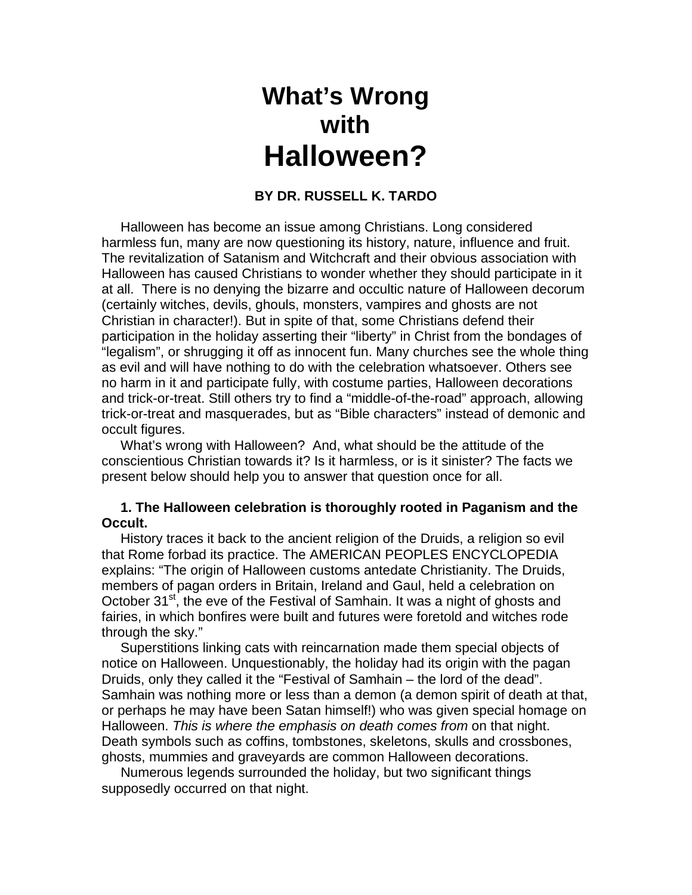# What's Wrong with Halloween?

**BY DR. RUSSELL K. TARDO**

Halloween has become an issue among Christians. Long considered harmless fun, many are now questioning its history, nature, influence and fruit. The revitalization of Satanism and Witchcraft and their obvious association with Halloween has caused Christians to wonder whether they should participate in it at all. There is no denying the bizarre and occultic nature of Halloween decorum (certainly witches, devils, ghouls, monsters, vampires and ghosts are not Christian in character!). But in spite of that, some Christians defend their participation in the holiday asserting their "liberty" in Christ from the bondages of "legalism", or shrugging it off as innocent fun. Many churches see the whole thing as evil and will have nothing to do with the celebration whatsoever. Others see no harm in it and participate fully, with costume parties, Halloween decorations and trick-or-treat. Still others try to find a "middle-of-the-road" approach, allowing trick-or-treat and masquerades, but as "Bible characters" instead of demonic and occult figures.

What's wrong with Halloween? And, what should be the attitude of the conscientious Christian towards it? Is it harmless, or is it sinister? The facts we present below should help you to answer that question once for all.

**1. The Halloween celebration is thoroughly rooted in Paganism and the Occult.**

History traces it back to the ancient religion of the Druids, a religion so evil that Rome forbad its practice. The AMERICAN PEOPLES ENCYCLOPEDIA explains: "The origin of Halloween customs antedate Christianity. The Druids, members of pagan orders in Britain, Ireland and Gaul, held a celebration on October 31st, the eve of the Festival of Samhain. It was a night of ghosts and fairies, in which bonfires were built and futures were foretold and witches rode through the sky."

Superstitions linking cats with reincarnation made them special objects of notice on Halloween. Unquestionably, the holiday had its origin with the pagan Druids, only they called it the "Festival of Samhain – the lord of the dead". Samhain was nothing more or less than a demon (a demon spirit of death at that, or perhaps he may have been Satan himself!) who was given special homage on Halloween. *This is where the emphasis on death comes from* on that night. Death symbols such as coffins, tombstones, skeletons, skulls and crossbones, ghosts, mummies and graveyards are common Halloween decorations.

Numerous legends surrounded the holiday, but two significant things supposedly occurred on that night.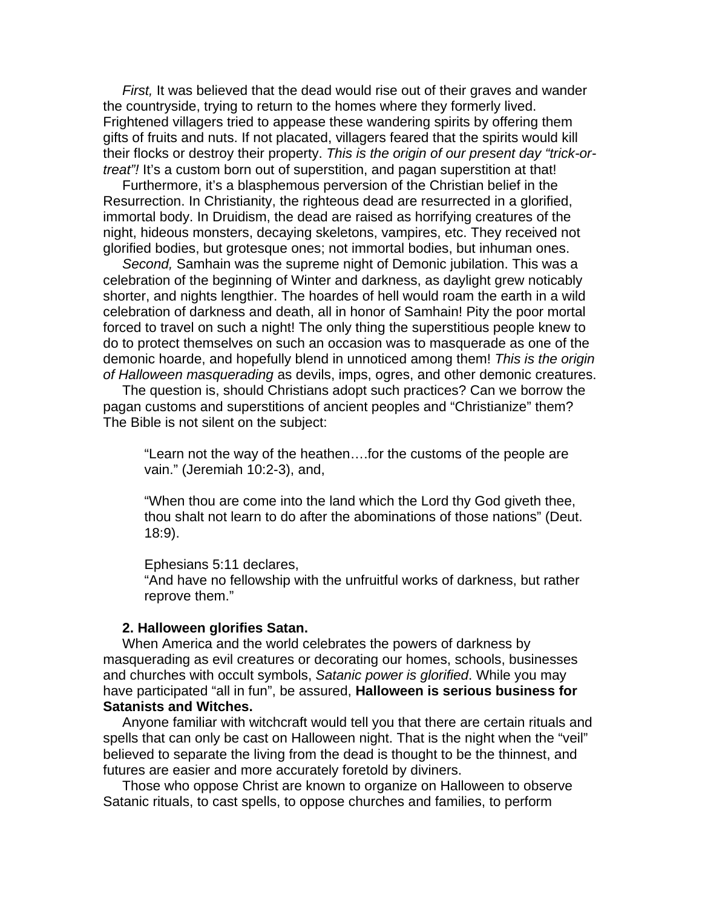*First,* It was believed that the dead would rise out of their graves and wander the countryside, trying to return to the homes where they formerly lived. Frightened villagers tried to appease these wandering spirits by offering them gifts of fruits and nuts. If not placated, villagers feared that the spirits would kill their flocks or destroy their property. *This is the origin of our present day "trick-or-treat"!* It's a custom born out of superstition, and pagan superstition at that!

Furthermore, it's a blasphemous perversion of the Christian belief in the Resurrection. In Christianity, the righteous dead are resurrected in a glorified, immortal body. In Druidism, the dead are raised as horrifying creatures of the night, hideous monsters, decaying skeletons, vampires, etc. They received not glorified bodies, but grotesque ones; not immortal bodies, but inhuman ones.

*Second,* Samhain was the supreme night of Demonic jubilation. This was a celebration of the beginning of Winter and darkness, as daylight grew noticably shorter, and nights lengthier. The hoardes of hell would roam the earth in a wild celebration of darkness and death, all in honor of Samhain! Pity the poor mortal forced to travel on such a night! The only thing the superstitious people knew to do to protect themselves on such an occasion was to masquerade as one of the demonic hoarde, and hopefully blend in unnoticed among them! *This is the origin of Halloween masquerading* as devils, imps, ogres, and other demonic creatures.

The question is, should Christians adopt such practices? Can we borrow the pagan customs and superstitions of ancient peoples and "Christianize" them? The Bible is not silent on the subject:

> "Learn not the way of the heathen….for the customs of the people are vain." (Jeremiah 10:2-3), and,
>
> "When thou are come into the land which the Lord thy God giveth thee, thou shalt not learn to do after the abominations of those nations" (Deut. 18:9).
>
> Ephesians 5:11 declares,
> "And have no fellowship with the unfruitful works of darkness, but rather reprove them."

**2. Halloween glorifies Satan.**

When America and the world celebrates the powers of darkness by masquerading as evil creatures or decorating our homes, schools, businesses and churches with occult symbols, *Satanic power is glorified*. While you may have participated "all in fun", be assured, **Halloween is serious business for Satanists and Witches.**

Anyone familiar with witchcraft would tell you that there are certain rituals and spells that can only be cast on Halloween night. That is the night when the "veil" believed to separate the living from the dead is thought to be the thinnest, and futures are easier and more accurately foretold by diviners.

Those who oppose Christ are known to organize on Halloween to observe Satanic rituals, to cast spells, to oppose churches and families, to perform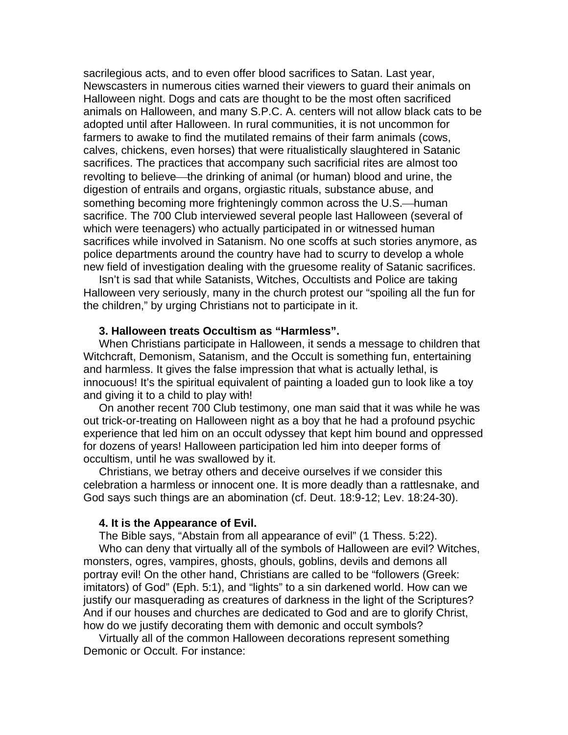sacrilegious acts, and to even offer blood sacrifices to Satan. Last year, Newscasters in numerous cities warned their viewers to guard their animals on Halloween night. Dogs and cats are thought to be the most often sacrificed animals on Halloween, and many S.P.C. A. centers will not allow black cats to be adopted until after Halloween. In rural communities, it is not uncommon for farmers to awake to find the mutilated remains of their farm animals (cows, calves, chickens, even horses) that were ritualistically slaughtered in Satanic sacrifices. The practices that accompany such sacrificial rites are almost too revolting to believe—the drinking of animal (or human) blood and urine, the digestion of entrails and organs, orgiastic rituals, substance abuse, and something becoming more frighteningly common across the U.S.—human sacrifice. The 700 Club interviewed several people last Halloween (several of which were teenagers) who actually participated in or witnessed human sacrifices while involved in Satanism. No one scoffs at such stories anymore, as police departments around the country have had to scurry to develop a whole new field of investigation dealing with the gruesome reality of Satanic sacrifices.

Isn't is sad that while Satanists, Witches, Occultists and Police are taking Halloween very seriously, many in the church protest our "spoiling all the fun for the children," by urging Christians not to participate in it.

**3. Halloween treats Occultism as "Harmless".**

When Christians participate in Halloween, it sends a message to children that Witchcraft, Demonism, Satanism, and the Occult is something fun, entertaining and harmless. It gives the false impression that what is actually lethal, is innocuous! It's the spiritual equivalent of painting a loaded gun to look like a toy and giving it to a child to play with!

On another recent 700 Club testimony, one man said that it was while he was out trick-or-treating on Halloween night as a boy that he had a profound psychic experience that led him on an occult odyssey that kept him bound and oppressed for dozens of years! Halloween participation led him into deeper forms of occultism, until he was swallowed by it.

Christians, we betray others and deceive ourselves if we consider this celebration a harmless or innocent one. It is more deadly than a rattlesnake, and God says such things are an abomination (cf. Deut. 18:9-12; Lev. 18:24-30).

**4. It is the Appearance of Evil.**

The Bible says, "Abstain from all appearance of evil" (1 Thess. 5:22).

Who can deny that virtually all of the symbols of Halloween are evil? Witches, monsters, ogres, vampires, ghosts, ghouls, goblins, devils and demons all portray evil! On the other hand, Christians are called to be "followers (Greek: imitators) of God" (Eph. 5:1), and "lights" to a sin darkened world. How can we justify our masquerading as creatures of darkness in the light of the Scriptures? And if our houses and churches are dedicated to God and are to glorify Christ, how do we justify decorating them with demonic and occult symbols?

Virtually all of the common Halloween decorations represent something Demonic or Occult. For instance: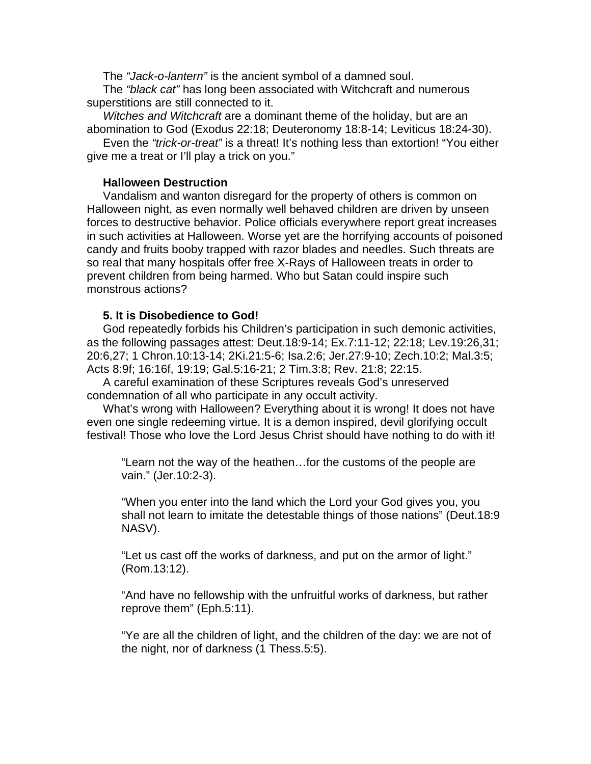The *"Jack-o-lantern"* is the ancient symbol of a damned soul.

The *"black cat"* has long been associated with Witchcraft and numerous superstitions are still connected to it.

*Witches and Witchcraft* are a dominant theme of the holiday, but are an abomination to God (Exodus 22:18; Deuteronomy 18:8-14; Leviticus 18:24-30).

Even the *"trick-or-treat"* is a threat! It's nothing less than extortion! "You either give me a treat or I'll play a trick on you."

**Halloween Destruction**

Vandalism and wanton disregard for the property of others is common on Halloween night, as even normally well behaved children are driven by unseen forces to destructive behavior. Police officials everywhere report great increases in such activities at Halloween. Worse yet are the horrifying accounts of poisoned candy and fruits booby trapped with razor blades and needles. Such threats are so real that many hospitals offer free X-Rays of Halloween treats in order to prevent children from being harmed. Who but Satan could inspire such monstrous actions?

**5. It is Disobedience to God!**

God repeatedly forbids his Children's participation in such demonic activities, as the following passages attest: Deut.18:9-14; Ex.7:11-12; 22:18; Lev.19:26,31; 20:6,27; 1 Chron.10:13-14; 2Ki.21:5-6; Isa.2:6; Jer.27:9-10; Zech.10:2; Mal.3:5; Acts 8:9f; 16:16f, 19:19; Gal.5:16-21; 2 Tim.3:8; Rev. 21:8; 22:15.

A careful examination of these Scriptures reveals God's unreserved condemnation of all who participate in any occult activity.

What's wrong with Halloween? Everything about it is wrong! It does not have even one single redeeming virtue. It is a demon inspired, devil glorifying occult festival! Those who love the Lord Jesus Christ should have nothing to do with it!

> "Learn not the way of the heathen…for the customs of the people are vain." (Jer.10:2-3).
>
> "When you enter into the land which the Lord your God gives you, you shall not learn to imitate the detestable things of those nations" (Deut.18:9 NASV).
>
> "Let us cast off the works of darkness, and put on the armor of light." (Rom.13:12).
>
> "And have no fellowship with the unfruitful works of darkness, but rather reprove them" (Eph.5:11).
>
> "Ye are all the children of light, and the children of the day: we are not of the night, nor of darkness (1 Thess.5:5).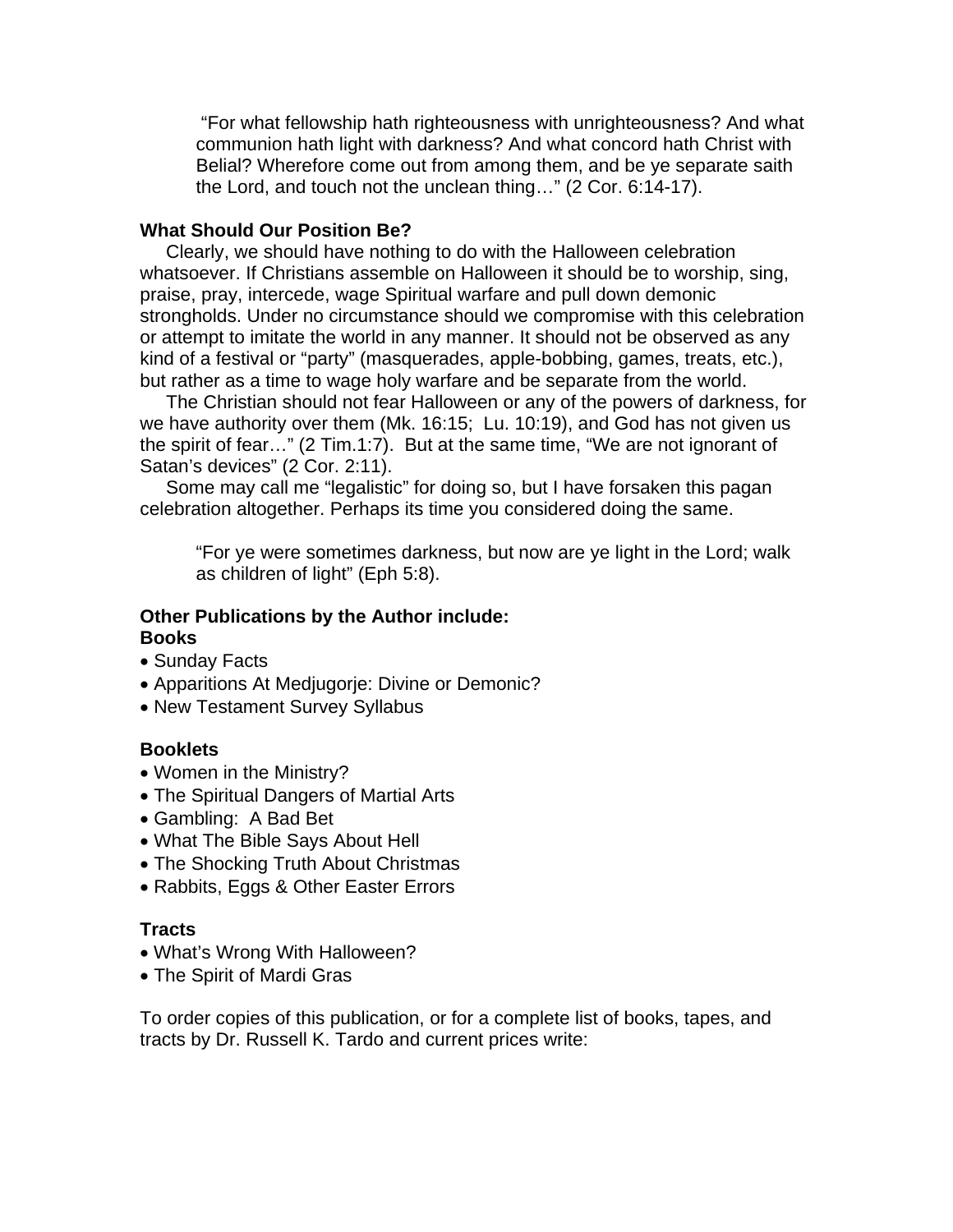> "For what fellowship hath righteousness with unrighteousness? And what communion hath light with darkness? And what concord hath Christ with Belial? Wherefore come out from among them, and be ye separate saith the Lord, and touch not the unclean thing…" (2 Cor. 6:14-17).

**What Should Our Position Be?**

Clearly, we should have nothing to do with the Halloween celebration whatsoever. If Christians assemble on Halloween it should be to worship, sing, praise, pray, intercede, wage Spiritual warfare and pull down demonic strongholds. Under no circumstance should we compromise with this celebration or attempt to imitate the world in any manner. It should not be observed as any kind of a festival or "party" (masquerades, apple-bobbing, games, treats, etc.), but rather as a time to wage holy warfare and be separate from the world.

The Christian should not fear Halloween or any of the powers of darkness, for we have authority over them (Mk. 16:15; Lu. 10:19), and God has not given us the spirit of fear…" (2 Tim.1:7). But at the same time, "We are not ignorant of Satan's devices" (2 Cor. 2:11).

Some may call me "legalistic" for doing so, but I have forsaken this pagan celebration altogether. Perhaps its time you considered doing the same.

> "For ye were sometimes darkness, but now are ye light in the Lord; walk as children of light" (Eph 5:8).

**Other Publications by the Author include:**
**Books**

- Sunday Facts
- Apparitions At Medjugorje: Divine or Demonic?
- New Testament Survey Syllabus

**Booklets**

- Women in the Ministry?
- The Spiritual Dangers of Martial Arts
- Gambling: A Bad Bet
- What The Bible Says About Hell
- The Shocking Truth About Christmas
- Rabbits, Eggs & Other Easter Errors

**Tracts**

- What's Wrong With Halloween?
- The Spirit of Mardi Gras

To order copies of this publication, or for a complete list of books, tapes, and tracts by Dr. Russell K. Tardo and current prices write: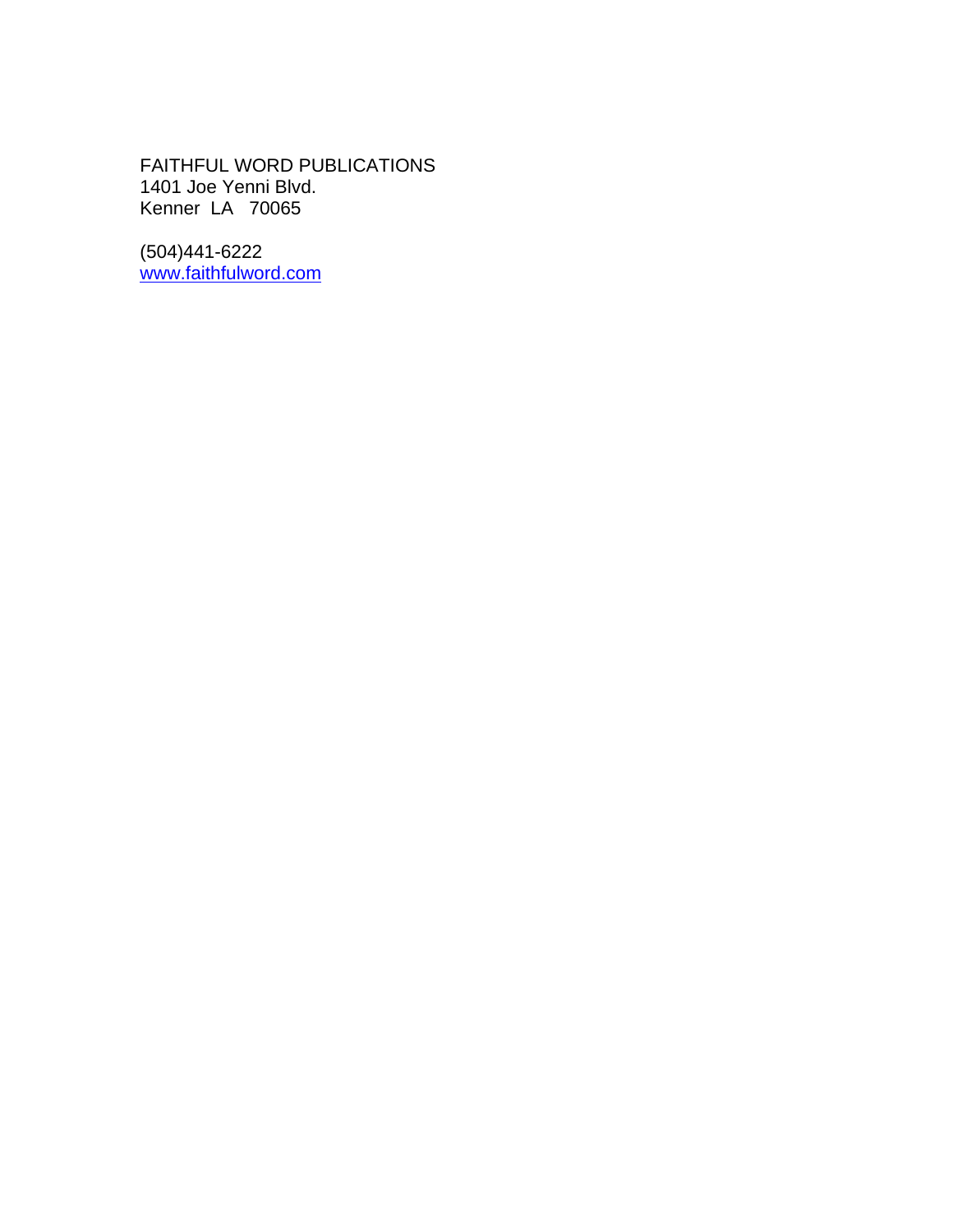FAITHFUL WORD PUBLICATIONS
1401 Joe Yenni Blvd.
Kenner LA 70065

(504)441-6222
www.faithfulword.com